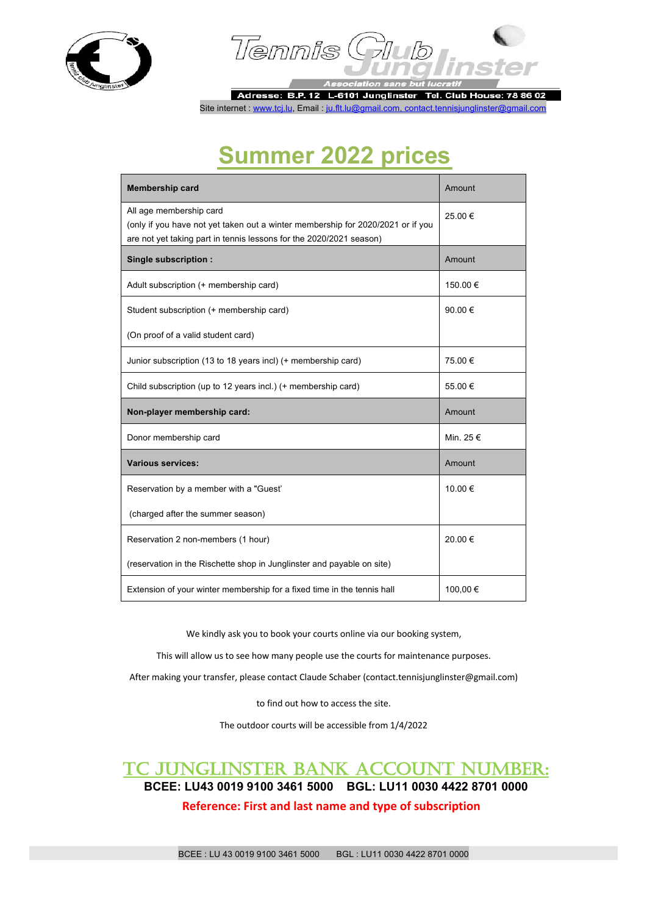Tennis Club Junglinster

Association sans but lucratif

Adresse: B.P. 12 L-6101 Junglinster Tel. Club House: 78 86 02

Site internet : www.tcj.lu, Email : ju.flt.lu@gmail.com, contact.tennisjunglinster@gmail.com

# Summer 2022 prices

| **Membership card** | Amount |
|---|---|
| All age membership card<br>(only if you have not yet taken out a winter membership for 2020/2021 or if you are not yet taking part in tennis lessons for the 2020/2021 season) | 25.00 € |
| **Single subscription :** | Amount |
| Adult subscription (+ membership card) | 150.00 € |
| Student subscription (+ membership card)<br><br>(On proof of a valid student card) | 90.00 € |
| Junior subscription (13 to 18 years incl) (+ membership card) | 75.00 € |
| Child subscription (up to 12 years incl.) (+ membership card) | 55.00 € |
| **Non-player membership card:** | Amount |
| Donor membership card | Min. 25 € |
| **Various services:** | Amount |
| Reservation by a member with a "Guest'<br><br>(charged after the summer season) | 10.00 € |
| Reservation 2 non-members (1 hour)<br><br>(reservation in the Rischette shop in Junglinster and payable on site) | 20.00 € |
| Extension of your winter membership for a fixed time in the tennis hall | 100,00 € |

We kindly ask you to book your courts online via our booking system,

This will allow us to see how many people use the courts for maintenance purposes.

After making your transfer, please contact Claude Schaber (contact.tennisjunglinster@gmail.com)

to find out how to access the site.

The outdoor courts will be accessible from 1/4/2022

## TC JUNGLINSTER BANK ACCOUNT NUMBER:

**BCEE: LU43 0019 9100 3461 5000 BGL: LU11 0030 4422 8701 0000**

**Reference: First and last name and type of subscription**

BCEE : LU 43 0019 9100 3461 5000 BGL : LU11 0030 4422 8701 0000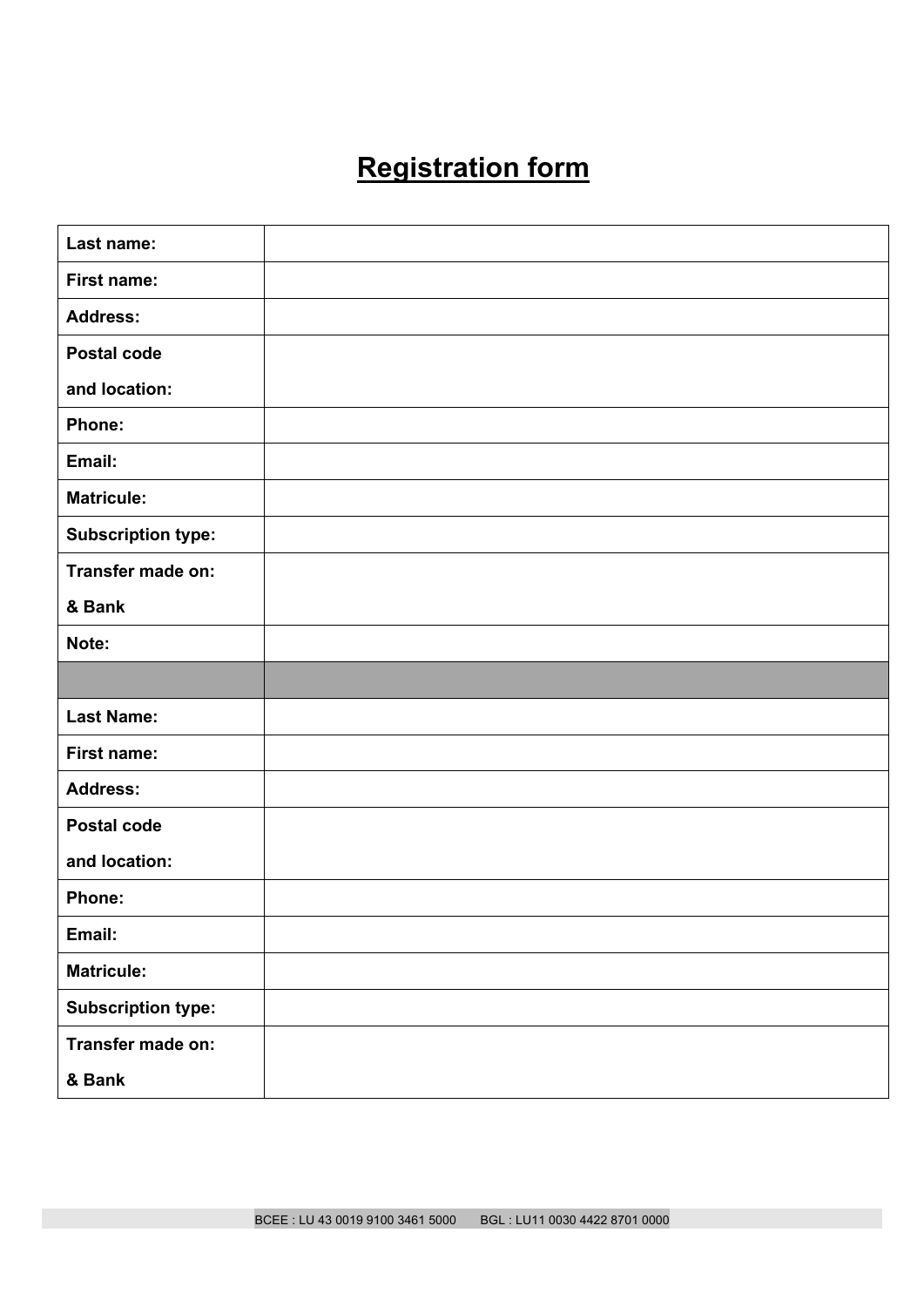# Registration form

| | |
|---|---|
| **Last name:** | |
| **First name:** | |
| **Address:** | |
| **Postal code and location:** | |
| **Phone:** | |
| **Email:** | |
| **Matricule:** | |
| **Subscription type:** | |
| **Transfer made on: & Bank** | |
| **Note:** | |
| | |
| **Last Name:** | |
| **First name:** | |
| **Address:** | |
| **Postal code and location:** | |
| **Phone:** | |
| **Email:** | |
| **Matricule:** | |
| **Subscription type:** | |
| **Transfer made on: & Bank** | |

BCEE : LU 43 0019 9100 3461 5000 BGL : LU11 0030 4422 8701 0000